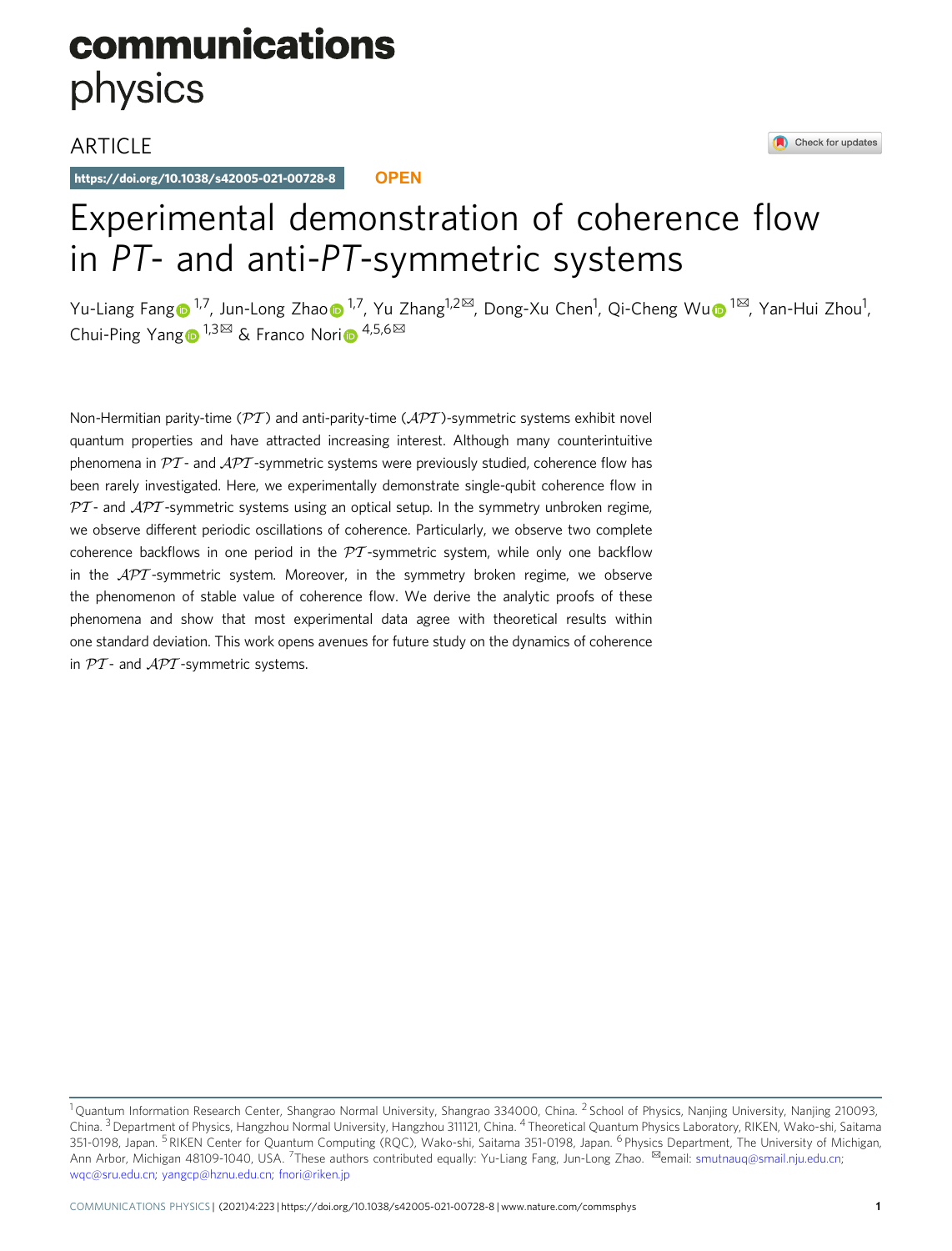ARTICLE

https://doi.org/10.1038/s42005-021-00728-8 **OPEN**

# Experimental demonstration of coherence flow in *PT*- and anti-*PT*-symmetric systems

Yu-Liang Fang[1,7], Jun-Long Zhao[1,7], Yu Zhang[1,2✉], Dong-Xu Chen[1], Qi-Cheng Wu[1✉], Yan-Hui Zhou[1], Chui-Ping Yang[1,3✉] & Franco Nori[4,5,6✉]

Non-Hermitian parity-time ($\mathcal{PT}$) and anti-parity-time ($\mathcal{APT}$)-symmetric systems exhibit novel quantum properties and have attracted increasing interest. Although many counterintuitive phenomena in $\mathcal{PT}$- and $\mathcal{APT}$-symmetric systems were previously studied, coherence flow has been rarely investigated. Here, we experimentally demonstrate single-qubit coherence flow in $\mathcal{PT}$- and $\mathcal{APT}$-symmetric systems using an optical setup. In the symmetry unbroken regime, we observe different periodic oscillations of coherence. Particularly, we observe two complete coherence backflows in one period in the $\mathcal{PT}$-symmetric system, while only one backflow in the $\mathcal{APT}$-symmetric system. Moreover, in the symmetry broken regime, we observe the phenomenon of stable value of coherence flow. We derive the analytic proofs of these phenomena and show that most experimental data agree with theoretical results within one standard deviation. This work opens avenues for future study on the dynamics of coherence in $\mathcal{PT}$- and $\mathcal{APT}$-symmetric systems.

[1] Quantum Information Research Center, Shangrao Normal University, Shangrao 334000, China. [2] School of Physics, Nanjing University, Nanjing 210093, China. [3] Department of Physics, Hangzhou Normal University, Hangzhou 311121, China. [4] Theoretical Quantum Physics Laboratory, RIKEN, Wako-shi, Saitama 351-0198, Japan. [5] RIKEN Center for Quantum Computing (RQC), Wako-shi, Saitama 351-0198, Japan. [6] Physics Department, The University of Michigan, Ann Arbor, Michigan 48109-1040, USA. [7] These authors contributed equally: Yu-Liang Fang, Jun-Long Zhao. ✉email: smutnauq@smail.nju.edu.cn; wqc@sru.edu.cn; yangcp@hznu.edu.cn; fnori@riken.jp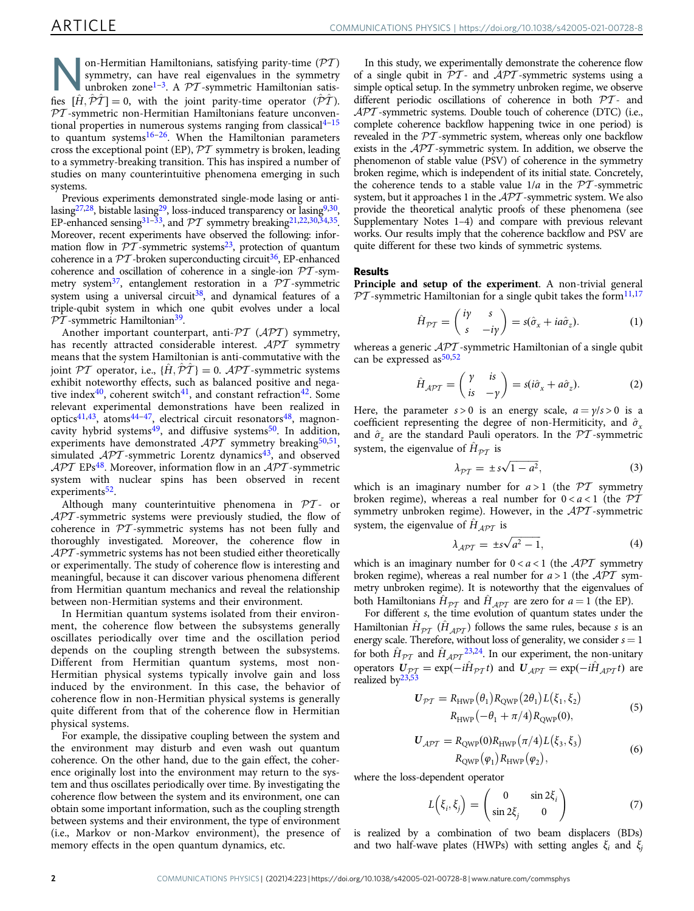Non-Hermitian Hamiltonians, satisfying parity-time ($\mathcal{PT}$) symmetry, can have real eigenvalues in the symmetry unbroken zone[1–3]. A $\mathcal{PT}$-symmetric Hamiltonian satisfies $[\hat{H}, \hat{\mathcal{P}}\hat{\mathcal{T}}] = 0$, with the joint parity-time operator ($\hat{\mathcal{P}}\hat{\mathcal{T}}$). $\mathcal{PT}$-symmetric non-Hermitian Hamiltonians feature unconventional properties in numerous systems ranging from classical[4–15] to quantum systems[16–26]. When the Hamiltonian parameters cross the exceptional point (EP), $\mathcal{PT}$ symmetry is broken, leading to a symmetry-breaking transition. This has inspired a number of studies on many counterintuitive phenomena emerging in such systems.

Previous experiments demonstrated single-mode lasing or antilasing[27,28], bistable lasing[29], loss-induced transparency or lasing[9,30], EP-enhanced sensing[31–33], and $\mathcal{PT}$ symmetry breaking[21,22,30,34,35]. Moreover, recent experiments have observed the following: information flow in $\mathcal{PT}$-symmetric systems[23], protection of quantum coherence in a $\mathcal{PT}$-broken superconducting circuit[36], EP-enhanced coherence and oscillation of coherence in a single-ion $\mathcal{PT}$-symmetry system[37], entanglement restoration in a $\mathcal{PT}$-symmetric system using a universal circuit[38], and dynamical features of a triple-qubit system in which one qubit evolves under a local $\mathcal{PT}$-symmetric Hamiltonian[39].

Another important counterpart, anti-$\mathcal{PT}$ ($\mathcal{APT}$) symmetry, has recently attracted considerable interest. $\mathcal{APT}$ symmetry means that the system Hamiltonian is anti-commutative with the joint $\mathcal{PT}$ operator, i.e., $\{\hat{H}, \hat{\mathcal{P}}\hat{\mathcal{T}}\} = 0$. $\mathcal{APT}$-symmetric systems exhibit noteworthy effects, such as balanced positive and negative index[40], coherent switch[41], and constant refraction[42]. Some relevant experimental demonstrations have been realized in optics[41,43], atoms[44–47], electrical circuit resonators[48], magnon-cavity hybrid systems[49], and diffusive systems[50]. In addition, experiments have demonstrated $\mathcal{APT}$ symmetry breaking[50,51], simulated $\mathcal{APT}$-symmetric Lorentz dynamics[43], and observed $\mathcal{APT}$ EPs[48]. Moreover, information flow in an $\mathcal{APT}$-symmetric system with nuclear spins has been observed in recent experiments[52].

Although many counterintuitive phenomena in $\mathcal{PT}$- or $\mathcal{APT}$-symmetric systems were previously studied, the flow of coherence in $\mathcal{PT}$-symmetric systems has not been fully and thoroughly investigated. Moreover, the coherence flow in $\mathcal{APT}$-symmetric systems has not been studied either theoretically or experimentally. The study of coherence flow is interesting and meaningful, because it can discover various phenomena different from Hermitian quantum mechanics and reveal the relationship between non-Hermitian systems and their environment.

In Hermitian quantum systems isolated from their environment, the coherence flow between the subsystems generally oscillates periodically over time and the oscillation period depends on the coupling strength between the subsystems. Different from Hermitian quantum systems, most non-Hermitian physical systems typically involve gain and loss induced by the environment. In this case, the behavior of coherence flow in non-Hermitian physical systems is generally quite different from that of the coherence flow in Hermitian physical systems.

For example, the dissipative coupling between the system and the environment may disturb and even wash out quantum coherence. On the other hand, due to the gain effect, the coherence originally lost into the environment may return to the system and thus oscillates periodically over time. By investigating the coherence flow between the system and its environment, one can obtain some important information, such as the coupling strength between systems and their environment, the type of environment (i.e., Markov or non-Markov environment), the presence of memory effects in the open quantum dynamics, etc.

In this study, we experimentally demonstrate the coherence flow of a single qubit in $\mathcal{PT}$- and $\mathcal{APT}$-symmetric systems using a simple optical setup. In the symmetry unbroken regime, we observe different periodic oscillations of coherence in both $\mathcal{PT}$- and $\mathcal{APT}$-symmetric systems. Double touch of coherence (DTC) (i.e., complete coherence backflow happening twice in one period) is revealed in the $\mathcal{PT}$-symmetric system, whereas only one backflow exists in the $\mathcal{APT}$-symmetric system. In addition, we observe the phenomenon of stable value (PSV) of coherence in the symmetry broken regime, which is independent of its initial state. Concretely, the coherence tends to a stable value $1/a$ in the $\mathcal{PT}$-symmetric system, but it approaches 1 in the $\mathcal{APT}$-symmetric system. We also provide the theoretical analytic proofs of these phenomena (see Supplementary Notes 1–4) and compare with previous relevant works. Our results imply that the coherence backflow and PSV are quite different for these two kinds of symmetric systems.

## Results

**Principle and setup of the experiment**. A non-trivial general $\mathcal{PT}$-symmetric Hamiltonian for a single qubit takes the form[11,17]

$$\hat{H}_{\mathcal{PT}} = \begin{pmatrix} i\gamma & s \\ s & -i\gamma \end{pmatrix} = s(\hat{\sigma}_x + ia\hat{\sigma}_z). \tag{1}$$

whereas a generic $\mathcal{APT}$-symmetric Hamiltonian of a single qubit can be expressed as[50,52]

$$\hat{H}_{\mathcal{APT}} = \begin{pmatrix} \gamma & is \\ is & -\gamma \end{pmatrix} = s(i\hat{\sigma}_x + a\hat{\sigma}_z). \tag{2}$$

Here, the parameter $s > 0$ is an energy scale, $a = \gamma/s > 0$ is a coefficient representing the degree of non-Hermiticity, and $\hat{\sigma}_x$ and $\hat{\sigma}_z$ are the standard Pauli operators. In the $\mathcal{PT}$-symmetric system, the eigenvalue of $\hat{H}_{\mathcal{PT}}$ is

$$\lambda_{\mathcal{PT}} = \pm s\sqrt{1-a^2}, \tag{3}$$

which is an imaginary number for $a > 1$ (the $\mathcal{PT}$ symmetry broken regime), whereas a real number for $0 < a < 1$ (the $\mathcal{PT}$ symmetry unbroken regime). However, in the $\mathcal{APT}$-symmetric system, the eigenvalue of $\hat{H}_{\mathcal{APT}}$ is

$$\lambda_{\mathcal{APT}} = \pm s\sqrt{a^2-1}, \tag{4}$$

which is an imaginary number for $0 < a < 1$ (the $\mathcal{APT}$ symmetry broken regime), whereas a real number for $a > 1$ (the $\mathcal{APT}$ symmetry unbroken regime). It is noteworthy that the eigenvalues of both Hamiltonians $\hat{H}_{\mathcal{PT}}$ and $\hat{H}_{\mathcal{APT}}$ are zero for $a = 1$ (the EP).

For different $s$, the time evolution of quantum states under the Hamiltonian $\hat{H}_{\mathcal{PT}}$ ($\hat{H}_{\mathcal{APT}}$) follows the same rules, because $s$ is an energy scale. Therefore, without loss of generality, we consider $s = 1$ for both $\hat{H}_{\mathcal{PT}}$ and $\hat{H}_{\mathcal{APT}}$[23,24]. In our experiment, the non-unitary operators $\boldsymbol{U}_{\mathcal{PT}} = \exp(-i\hat{H}_{\mathcal{PT}}t)$ and $\boldsymbol{U}_{\mathcal{APT}} = \exp(-i\hat{H}_{\mathcal{APT}}t)$ are realized by[23,53]

$$\boldsymbol{U}_{\mathcal{PT}} = R_{\mathrm{HWP}}(\theta_1)R_{\mathrm{QWP}}(2\theta_1)L(\xi_1,\xi_2) R_{\mathrm{HWP}}(-\theta_1+\pi/4)R_{\mathrm{QWP}}(0), \tag{5}$$

$$\boldsymbol{U}_{\mathcal{APT}} = R_{\mathrm{QWP}}(0)R_{\mathrm{HWP}}(\pi/4)L(\xi_3,\xi_3) R_{\mathrm{QWP}}(\varphi_1)R_{\mathrm{HWP}}(\varphi_2), \tag{6}$$

where the loss-dependent operator

$$L(\xi_i,\xi_j) = \begin{pmatrix} 0 & \sin 2\xi_i \\ \sin 2\xi_j & 0 \end{pmatrix} \tag{7}$$

is realized by a combination of two beam displacers (BDs) and two half-wave plates (HWPs) with setting angles $\xi_i$ and $\xi_j$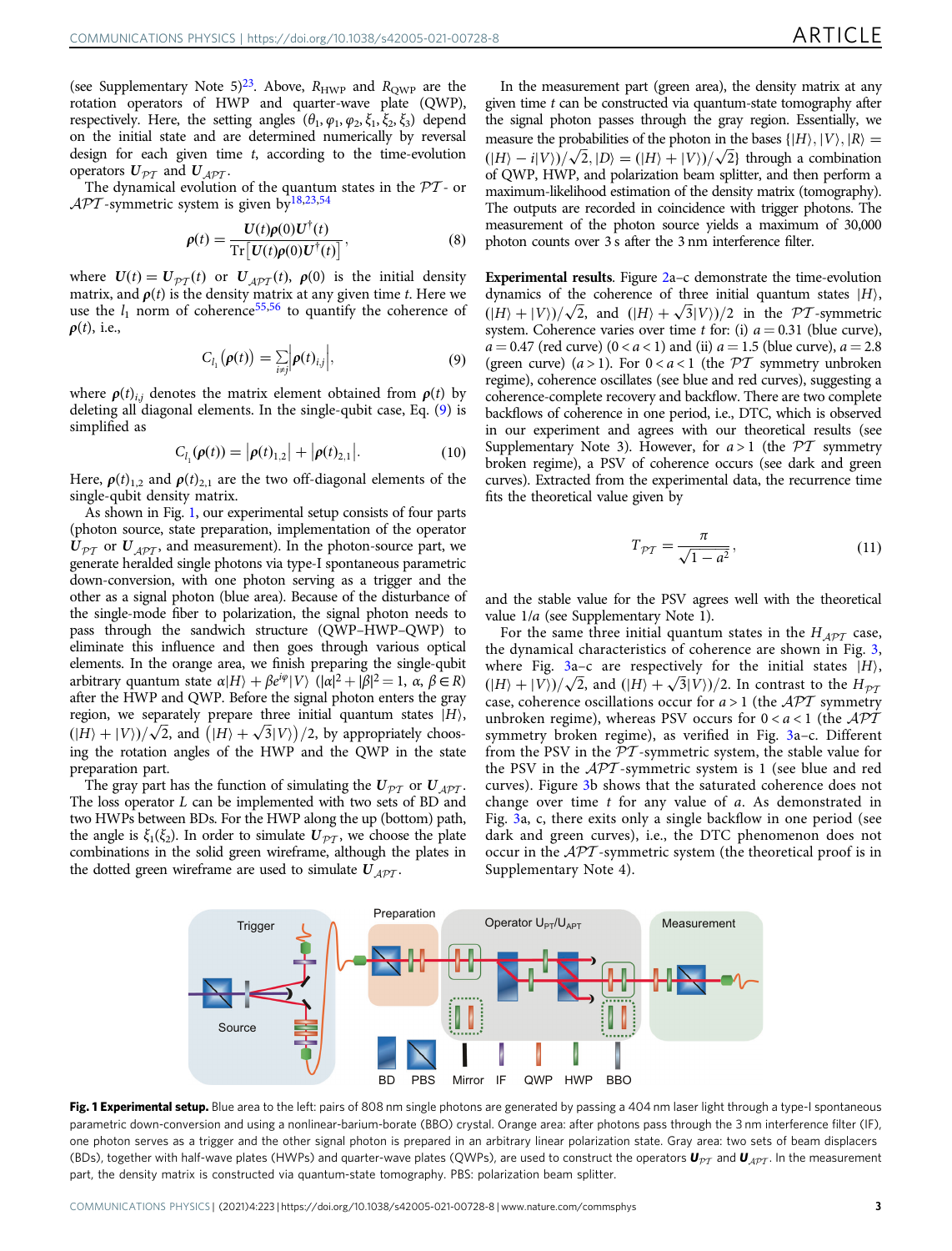(see Supplementary Note 5)[23]. Above, $R_{\mathrm{HWP}}$ and $R_{\mathrm{QWP}}$ are the rotation operators of HWP and quarter-wave plate (QWP), respectively. Here, the setting angles $(\theta_1, \varphi_1, \varphi_2, \xi_1, \xi_2, \xi_3)$ depend on the initial state and are determined numerically by reversal design for each given time $t$, according to the time-evolution operators $\boldsymbol{U}_{\mathcal{PT}}$ and $\boldsymbol{U}_{\mathcal{APT}}$.

The dynamical evolution of the quantum states in the $\mathcal{PT}$- or $\mathcal{APT}$-symmetric system is given by[18,23,54]

$$\boldsymbol{\rho}(t) = \frac{\boldsymbol{U}(t)\boldsymbol{\rho}(0)\boldsymbol{U}^{\dagger}(t)}{\mathrm{Tr}\left[\boldsymbol{U}(t)\boldsymbol{\rho}(0)\boldsymbol{U}^{\dagger}(t)\right]}, \tag{8}$$

where $\boldsymbol{U}(t) = \boldsymbol{U}_{\mathcal{PT}}(t)$ or $\boldsymbol{U}_{\mathcal{APT}}(t)$, $\boldsymbol{\rho}(0)$ is the initial density matrix, and $\boldsymbol{\rho}(t)$ is the density matrix at any given time $t$. Here we use the $l_1$ norm of coherence[55,56] to quantify the coherence of $\boldsymbol{\rho}(t)$, i.e.,

$$C_{l_1}(\boldsymbol{\rho}(t)) = \sum_{i\neq j}\left|\boldsymbol{\rho}(t)_{i,j}\right|, \tag{9}$$

where $\boldsymbol{\rho}(t)_{i,j}$ denotes the matrix element obtained from $\boldsymbol{\rho}(t)$ by deleting all diagonal elements. In the single-qubit case, Eq. (9) is simplified as

$$C_{l_1}(\boldsymbol{\rho}(t)) = \left|\boldsymbol{\rho}(t)_{1,2}\right| + \left|\boldsymbol{\rho}(t)_{2,1}\right|. \tag{10}$$

Here, $\boldsymbol{\rho}(t)_{1,2}$ and $\boldsymbol{\rho}(t)_{2,1}$ are the two off-diagonal elements of the single-qubit density matrix.

As shown in Fig. 1, our experimental setup consists of four parts (photon source, state preparation, implementation of the operator $\boldsymbol{U}_{\mathcal{PT}}$ or $\boldsymbol{U}_{\mathcal{APT}}$, and measurement). In the photon-source part, we generate heralded single photons via type-I spontaneous parametric down-conversion, with one photon serving as a trigger and the other as a signal photon (blue area). Because of the disturbance of the single-mode fiber to polarization, the signal photon needs to pass through the sandwich structure (QWP–HWP–QWP) to eliminate this influence and then goes through various optical elements. In the orange area, we finish preparing the single-qubit arbitrary quantum state $\alpha|H\rangle + \beta e^{i\varphi}|V\rangle$ ($|\alpha|^2 + |\beta|^2 = 1$, $\alpha, \beta \in R$) after the HWP and QWP. Before the signal photon enters the gray region, we separately prepare three initial quantum states $|H\rangle$, $(|H\rangle + |V\rangle)/\sqrt{2}$, and $\left(|H\rangle + \sqrt{3}|V\rangle\right)/2$, by appropriately choosing the rotation angles of the HWP and the QWP in the state preparation part.

The gray part has the function of simulating the $\boldsymbol{U}_{\mathcal{PT}}$ or $\boldsymbol{U}_{\mathcal{APT}}$. The loss operator $L$ can be implemented with two sets of BD and two HWPs between BDs. For the HWP along the up (bottom) path, the angle is $\xi_1(\xi_2)$. In order to simulate $\boldsymbol{U}_{\mathcal{PT}}$, we choose the plate combinations in the solid green wireframe, although the plates in the dotted green wireframe are used to simulate $\boldsymbol{U}_{\mathcal{APT}}$.

In the measurement part (green area), the density matrix at any given time $t$ can be constructed via quantum-state tomography after the signal photon passes through the gray region. Essentially, we measure the probabilities of the photon in the bases $\{|H\rangle, |V\rangle, |R\rangle = (|H\rangle - i|V\rangle)/\sqrt{2}, |D\rangle = (|H\rangle + |V\rangle)/\sqrt{2}\}$ through a combination of QWP, HWP, and polarization beam splitter, and then perform a maximum-likelihood estimation of the density matrix (tomography). The outputs are recorded in coincidence with trigger photons. The measurement of the photon source yields a maximum of 30,000 photon counts over 3 s after the 3 nm interference filter.

**Experimental results**. Figure 2a–c demonstrate the time-evolution dynamics of the coherence of three initial quantum states $|H\rangle$, $(|H\rangle + |V\rangle)/\sqrt{2}$, and $(|H\rangle + \sqrt{3}|V\rangle)/2$ in the $\mathcal{PT}$-symmetric system. Coherence varies over time $t$ for: (i) $a = 0.31$ (blue curve), $a = 0.47$ (red curve) $(0 < a < 1)$ and (ii) $a = 1.5$ (blue curve), $a = 2.8$ (green curve) $(a > 1)$. For $0 < a < 1$ (the $\mathcal{PT}$ symmetry unbroken regime), coherence oscillates (see blue and red curves), suggesting a coherence-complete recovery and backflow. There are two complete backflows of coherence in one period, i.e., DTC, which is observed in our experiment and agrees with our theoretical results (see Supplementary Note 3). However, for $a > 1$ (the $\mathcal{PT}$ symmetry broken regime), a PSV of coherence occurs (see dark and green curves). Extracted from the experimental data, the recurrence time fits the theoretical value given by

$$T_{\mathcal{PT}} = \frac{\pi}{\sqrt{1-a^2}}, \tag{11}$$

and the stable value for the PSV agrees well with the theoretical value $1/a$ (see Supplementary Note 1).

For the same three initial quantum states in the $H_{\mathcal{APT}}$ case, the dynamical characteristics of coherence are shown in Fig. 3, where Fig. 3a–c are respectively for the initial states $|H\rangle$, $(|H\rangle + |V\rangle)/\sqrt{2}$, and $(|H\rangle + \sqrt{3}|V\rangle)/2$. In contrast to the $H_{\mathcal{PT}}$ case, coherence oscillations occur for $a > 1$ (the $\mathcal{APT}$ symmetry unbroken regime), whereas PSV occurs for $0 < a < 1$ (the $\mathcal{APT}$ symmetry broken regime), as verified in Fig. 3a–c. Different from the PSV in the $\mathcal{PT}$-symmetric system, the stable value for the PSV in the $\mathcal{APT}$-symmetric system is 1 (see blue and red curves). Figure 3b shows that the saturated coherence does not change over time $t$ for any value of $a$. As demonstrated in Fig. 3a, c, there exits only a single backflow in one period (see dark and green curves), i.e., the DTC phenomenon does not occur in the $\mathcal{APT}$-symmetric system (the theoretical proof is in Supplementary Note 4).

**Fig. 1 Experimental setup.** Blue area to the left: pairs of 808 nm single photons are generated by passing a 404 nm laser light through a type-I spontaneous parametric down-conversion and using a nonlinear-barium-borate (BBO) crystal. Orange area: after photons pass through the 3 nm interference filter (IF), one photon serves as a trigger and the other signal photon is prepared in an arbitrary linear polarization state. Gray area: two sets of beam displacers (BDs), together with half-wave plates (HWPs) and quarter-wave plates (QWPs), are used to construct the operators $\boldsymbol{U}_{\mathcal{PT}}$ and $\boldsymbol{U}_{\mathcal{APT}}$. In the measurement part, the density matrix is constructed via quantum-state tomography. PBS: polarization beam splitter.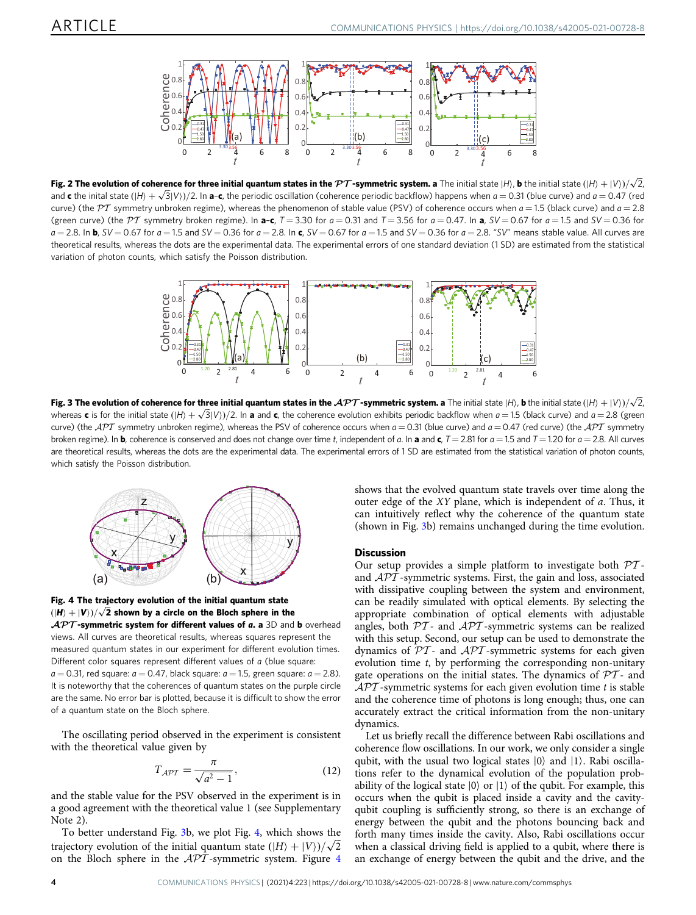**Fig. 2 The evolution of coherence for three initial quantum states in the $\mathcal{PT}$-symmetric system. a** The initial state $|H\rangle$, **b** the initial state $(|H\rangle + |V\rangle)/\sqrt{2}$, and **c** the inital state $(|H\rangle + \sqrt{3}|V\rangle)/2$. In **a**–**c**, the periodic oscillation (coherence periodic backflow) happens when $a = 0.31$ (blue curve) and $a = 0.47$ (red curve) (the $\mathcal{PT}$ symmetry unbroken regime), whereas the phenomenon of stable value (PSV) of coherence occurs when $a = 1.5$ (black curve) and $a = 2.8$ (green curve) (the $\mathcal{PT}$ symmetry broken regime). In **a**–**c**, $T = 3.30$ for $a = 0.31$ and $T = 3.56$ for $a = 0.47$. In **a**, $SV = 0.67$ for $a = 1.5$ and $SV = 0.36$ for $a = 2.8$. In **b**, $SV = 0.67$ for $a = 1.5$ and $SV = 0.36$ for $a = 2.8$. In **c**, $SV = 0.67$ for $a = 1.5$ and $SV = 0.36$ for $a = 2.8$. "SV" means stable value. All curves are theoretical results, whereas the dots are the experimental data. The experimental errors of one standard deviation (1 SD) are estimated from the statistical variation of photon counts, which satisfy the Poisson distribution.

**Fig. 3 The evolution of coherence for three initial quantum states in the $\mathcal{APT}$-symmetric system. a** The initial state $|H\rangle$, **b** the initial state $(|H\rangle + |V\rangle)/\sqrt{2}$, whereas **c** is for the initial state $(|H\rangle + \sqrt{3}|V\rangle)/2$. In **a** and **c**, the coherence evolution exhibits periodic backflow when $a = 1.5$ (black curve) and $a = 2.8$ (green curve) (the $\mathcal{APT}$ symmetry unbroken regime), whereas the PSV of coherence occurs when $a = 0.31$ (blue curve) and $a = 0.47$ (red curve) (the $\mathcal{APT}$ symmetry broken regime). In **b**, coherence is conserved and does not change over time $t$, independent of $a$. In **a** and **c**, $T = 2.81$ for $a = 1.5$ and $T = 1.20$ for $a = 2.8$. All curves are theoretical results, whereas the dots are the experimental data. The experimental errors of 1 SD are estimated from the statistical variation of photon counts, which satisfy the Poisson distribution.

**Fig. 4 The trajectory evolution of the initial quantum state $(|H\rangle + |V\rangle)/\sqrt{2}$ shown by a circle on the Bloch sphere in the $\mathcal{APT}$-symmetric system for different values of $a$. a** 3D and **b** overhead views. All curves are theoretical results, whereas squares represent the measured quantum states in our experiment for different evolution times. Different color squares represent different values of $a$ (blue square: $a = 0.31$, red square: $a = 0.47$, black square: $a = 1.5$, green square: $a = 2.8$). It is noteworthy that the coherences of quantum states on the purple circle are the same. No error bar is plotted, because it is difficult to show the error of a quantum state on the Bloch sphere.

The oscillating period observed in the experiment is consistent with the theoretical value given by

$$T_{\mathcal{APT}} = \frac{\pi}{\sqrt{a^2 - 1}}, \tag{12}$$

and the stable value for the PSV observed in the experiment is in a good agreement with the theoretical value 1 (see Supplementary Note 2).

To better understand Fig. 3b, we plot Fig. 4, which shows the trajectory evolution of the initial quantum state $(|H\rangle + |V\rangle)/\sqrt{2}$ on the Bloch sphere in the $\mathcal{APT}$-symmetric system. Figure 4 shows that the evolved quantum state travels over time along the outer edge of the $XY$ plane, which is independent of $a$. Thus, it can intuitively reflect why the coherence of the quantum state (shown in Fig. 3b) remains unchanged during the time evolution.

## Discussion

Our setup provides a simple platform to investigate both $\mathcal{PT}$- and $\mathcal{APT}$-symmetric systems. First, the gain and loss, associated with dissipative coupling between the system and environment, can be readily simulated with optical elements. By selecting the appropriate combination of optical elements with adjustable angles, both $\mathcal{PT}$- and $\mathcal{APT}$-symmetric systems can be realized with this setup. Second, our setup can be used to demonstrate the dynamics of $\mathcal{PT}$- and $\mathcal{APT}$-symmetric systems for each given evolution time $t$, by performing the corresponding non-unitary gate operations on the initial states. The dynamics of $\mathcal{PT}$- and $\mathcal{APT}$-symmetric systems for each given evolution time $t$ is stable and the coherence time of photons is long enough; thus, one can accurately extract the critical information from the non-unitary dynamics.

Let us briefly recall the difference between Rabi oscillations and coherence flow oscillations. In our work, we only consider a single qubit, with the usual two logical states $|0\rangle$ and $|1\rangle$. Rabi oscillations refer to the dynamical evolution of the population probability of the logical state $|0\rangle$ or $|1\rangle$ of the qubit. For example, this occurs when the qubit is placed inside a cavity and the cavity-qubit coupling is sufficiently strong, so there is an exchange of energy between the qubit and the photons bouncing back and forth many times inside the cavity. Also, Rabi oscillations occur when a classical driving field is applied to a qubit, where there is an exchange of energy between the qubit and the drive, and the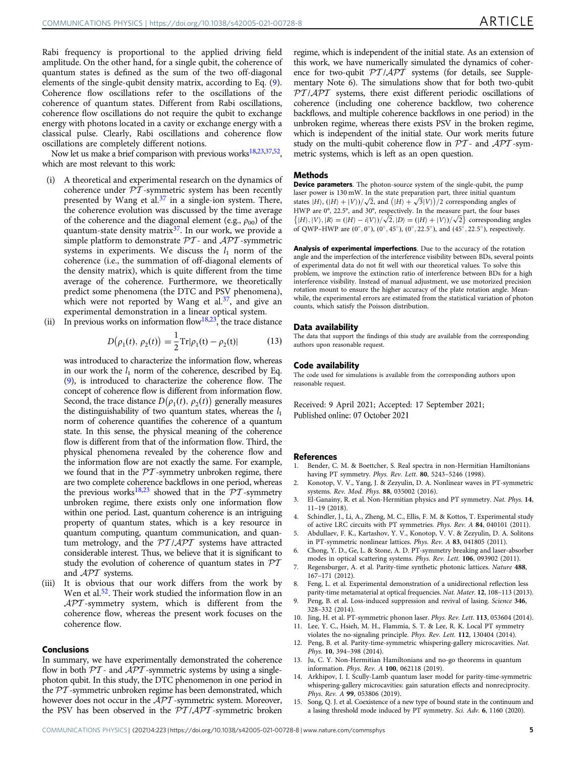Rabi frequency is proportional to the applied driving field amplitude. On the other hand, for a single qubit, the coherence of quantum states is defined as the sum of the two off-diagonal elements of the single-qubit density matrix, according to Eq. (9). Coherence flow oscillations refer to the oscillations of the coherence of quantum states. Different from Rabi oscillations, coherence flow oscillations do not require the qubit to exchange energy with photons located in a cavity or exchange energy with a classical pulse. Clearly, Rabi oscillations and coherence flow oscillations are completely different notions.

Now let us make a brief comparison with previous works[18,23,37,52], which are most relevant to this work:

(i) A theoretical and experimental research on the dynamics of coherence under $\mathcal{PT}$-symmetric system has been recently presented by Wang et al.[37] in a single-ion system. There, the coherence evolution was discussed by the time average of the coherence and the diagonal element (e.g., $\rho_{00}$) of the quantum-state density matrix[37]. In our work, we provide a simple platform to demonstrate $\mathcal{PT}$- and $\mathcal{APT}$-symmetric systems in experiments. We discuss the $l_1$ norm of the coherence (i.e., the summation of off-diagonal elements of the density matrix), which is quite different from the time average of the coherence. Furthermore, we theoretically predict some phenomena (the DTC and PSV phenomena), which were not reported by Wang et al.[37], and give an experimental demonstration in a linear optical system.

(ii) In previous works on information flow[18,23], the trace distance

$$D\big(\rho_1(t),\, \rho_2(t)\big) = \frac{1}{2}\mathrm{Tr}|\rho_1(\mathrm{t}) - \rho_2(\mathrm{t})| \tag{13}$$

was introduced to characterize the information flow, whereas in our work the $l_1$ norm of the coherence, described by Eq. (9), is introduced to characterize the coherence flow. The concept of coherence flow is different from information flow. Second, the trace distance $D\big(\rho_1(t),\, \rho_2(t)\big)$ generally measures the distinguishability of two quantum states, whereas the $l_1$ norm of coherence quantifies the coherence of a quantum state. In this sense, the physical meaning of the coherence flow is different from that of the information flow. Third, the physical phenomena revealed by the coherence flow and the information flow are not exactly the same. For example, we found that in the $\mathcal{PT}$-symmetry unbroken regime, there are two complete coherence backflows in one period, whereas the previous works[18,23] showed that in the $\mathcal{PT}$-symmetry unbroken regime, there exists only one information flow within one period. Last, quantum coherence is an intriguing property of quantum states, which is a key resource in quantum computing, quantum communication, and quantum metrology, and the $\mathcal{PT}/\mathcal{APT}$ systems have attracted considerable interest. Thus, we believe that it is significant to study the evolution of coherence of quantum states in $\mathcal{PT}$ and $\mathcal{APT}$ systems.

(iii) It is obvious that our work differs from the work by Wen et al.[52]. Their work studied the information flow in an $\mathcal{APT}$-symmetry system, which is different from the coherence flow, whereas the present work focuses on the coherence flow.

## Conclusions

In summary, we have experimentally demonstrated the coherence flow in both $\mathcal{PT}$- and $\mathcal{APT}$-symmetric systems by using a single-photon qubit. In this study, the DTC phenomenon in one period in the $\mathcal{PT}$-symmetric unbroken regime has been demonstrated, which however does not occur in the $\mathcal{APT}$-symmetric system. Moreover, the PSV has been observed in the $\mathcal{PT}/\mathcal{APT}$-symmetric broken regime, which is independent of the initial state. As an extension of this work, we have numerically simulated the dynamics of coherence for two-qubit $\mathcal{PT}/\mathcal{APT}$ systems (for details, see Supplementary Note 6). The simulations show that for both two-qubit $\mathcal{PT}/\mathcal{APT}$ systems, there exist different periodic oscillations of coherence (including one coherence backflow, two coherence backflows, and multiple coherence backflows in one period) in the unbroken regime, whereas there exists PSV in the broken regime, which is independent of the initial state. Our work merits future study on the multi-qubit coherence flow in $\mathcal{PT}$- and $\mathcal{APT}$-symmetric systems, which is left as an open question.

## Methods

**Device parameters**. The photon-source system of the single-qubit, the pump laser power is 130 mW. In the state preparation part, three initial quantum states $|H\rangle$, $(|H\rangle + |V\rangle)/\sqrt{2}$, and $\big(|H\rangle + \sqrt{3}|V\rangle\big)/2$ corresponding angles of HWP are 0°, 22.5°, and 30°, respectively. In the measure part, the four bases $\{|H\rangle, |V\rangle, |R\rangle = (|H\rangle - i|V\rangle)/\sqrt{2}, |D\rangle = (|H\rangle + |V\rangle)/\sqrt{2}\}$ corresponding angles of QWP–HWP are $(0^\circ, 0^\circ)$, $(0^\circ, 45^\circ)$, $(0^\circ, 22.5^\circ)$, and $(45^\circ, 22.5^\circ)$, respectively.

**Analysis of experimental imperfections**. Due to the accuracy of the rotation angle and the imperfection of the interference visibility between BDs, several points of experimental data do not fit well with our theoretical values. To solve this problem, we improve the extinction ratio of interference between BDs for a high interference visibility. Instead of manual adjustment, we use motorized precision rotation mount to ensure the higher accuracy of the plate rotation angle. Meanwhile, the experimental errors are estimated from the statistical variation of photon counts, which satisfy the Poisson distribution.

## Data availability

The data that support the findings of this study are available from the corresponding authors upon reasonable request.

## Code availability

The code used for simulations is available from the corresponding authors upon reasonable request.

Received: 9 April 2021; Accepted: 17 September 2021;
Published online: 07 October 2021

## References

1. Bender, C. M. & Boettcher, S. Real spectra in non-Hermitian Hamiltonians having PT symmetry. *Phys. Rev. Lett.* **80**, 5243–5246 (1998).
2. Konotop, V. V., Yang, J. & Zezyulin, D. A. Nonlinear waves in PT-symmetric systems. *Rev. Mod. Phys.* **88**, 035002 (2016).
3. El-Ganainy, R. et al. Non-Hermitian physics and PT symmetry. *Nat. Phys.* **14**, 11–19 (2018).
4. Schindler, J., Li, A., Zheng, M. C., Ellis, F. M. & Kottos, T. Experimental study of active LRC circuits with PT symmetries. *Phys. Rev. A* **84**, 040101 (2011).
5. Abdullaev, F. K., Kartashov, Y. V., Konotop, V. V. & Zezyulin, D. A. Solitons in PT-symmetric nonlinear lattices. *Phys. Rev. A* **83**, 041805 (2011).
6. Chong, Y. D., Ge, L. & Stone, A. D. PT-symmetry breaking and laser-absorber modes in optical scattering systems. *Phys. Rev. Lett.* **106**, 093902 (2011).
7. Regensburger, A. et al. Parity-time synthetic photonic lattices. *Nature* **488**, 167–171 (2012).
8. Feng, L. et al. Experimental demonstration of a unidirectional reflection less parity-time metamaterial at optical frequencies. *Nat. Mater.* **12**, 108–113 (2013).
9. Peng, B. et al. Loss-induced suppression and revival of lasing. *Science* **346**, 328–332 (2014).
10. Jing, H. et al. PT-symmetric phonon laser. *Phys. Rev. Lett.* **113**, 053604 (2014).
11. Lee, Y. C., Hsieh, M. H., Flammia, S. T. & Lee, R. K. Local PT symmetry violates the no-signaling principle. *Phys. Rev. Lett.* **112**, 130404 (2014).
12. Peng, B. et al. Parity-time-symmetric whispering-gallery microcavities. *Nat. Phys.* **10**, 394–398 (2014).
13. Ju, C. Y. Non-Hermitian Hamiltonians and no-go theorems in quantum information. *Phys. Rev. A* **100**, 062118 (2019).
14. Arkhipov, I. I. Scully-Lamb quantum laser model for parity-time-symmetric whispering-gallery microcavities: gain saturation effects and nonreciprocity. *Phys. Rev. A* **99**, 053806 (2019).
15. Song, Q. J. et al. Coexistence of a new type of bound state in the continuum and a lasing threshold mode induced by PT symmetry. *Sci. Adv.* **6**, 1160 (2020).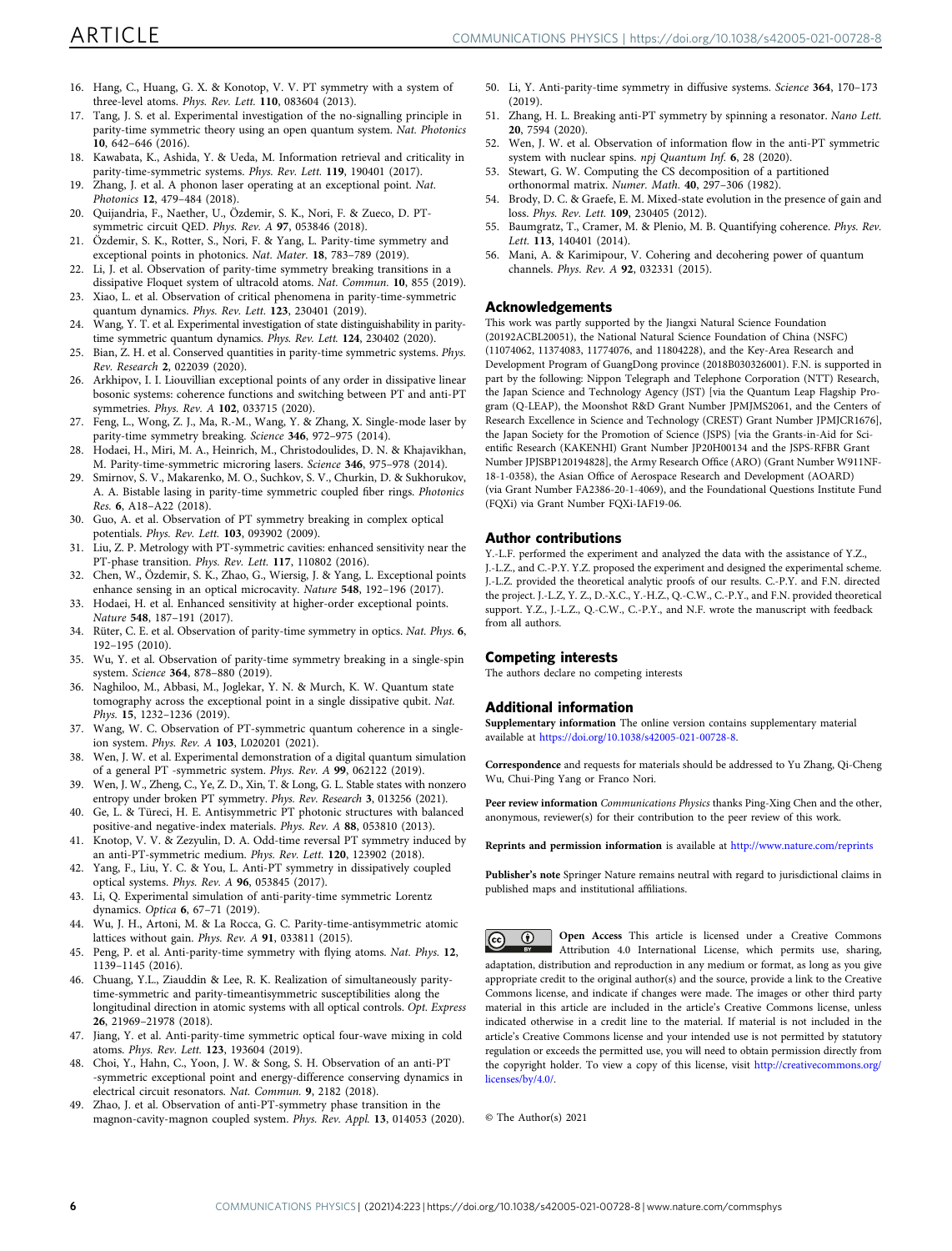16. Hang, C., Huang, G. X. & Konotop, V. V. PT symmetry with a system of three-level atoms. *Phys. Rev. Lett.* **110**, 083604 (2013).
17. Tang, J. S. et al. Experimental investigation of the no-signalling principle in parity-time symmetric theory using an open quantum system. *Nat. Photonics* **10**, 642–646 (2016).
18. Kawabata, K., Ashida, Y. & Ueda, M. Information retrieval and criticality in parity-time-symmetric systems. *Phys. Rev. Lett.* **119**, 190401 (2017).
19. Zhang, J. et al. A phonon laser operating at an exceptional point. *Nat. Photonics* **12**, 479–484 (2018).
20. Quijandria, F., Naether, U., Özdemir, S. K., Nori, F. & Zueco, D. PT-symmetric circuit QED. *Phys. Rev. A* **97**, 053846 (2018).
21. Özdemir, S. K., Rotter, S., Nori, F. & Yang, L. Parity-time symmetry and exceptional points in photonics. *Nat. Mater.* **18**, 783–789 (2019).
22. Li, J. et al. Observation of parity-time symmetry breaking transitions in a dissipative Floquet system of ultracold atoms. *Nat. Commun.* **10**, 855 (2019).
23. Xiao, L. et al. Observation of critical phenomena in parity-time-symmetric quantum dynamics. *Phys. Rev. Lett.* **123**, 230401 (2019).
24. Wang, Y. T. et al. Experimental investigation of state distinguishability in parity-time symmetric quantum dynamics. *Phys. Rev. Lett.* **124**, 230402 (2020).
25. Bian, Z. H. et al. Conserved quantities in parity-time symmetric systems. *Phys. Rev. Research* **2**, 022039 (2020).
26. Arkhipov, I. I. Liouvillian exceptional points of any order in dissipative linear bosonic systems: coherence functions and switching between PT and anti-PT symmetries. *Phys. Rev. A* **102**, 033715 (2020).
27. Feng, L., Wong, Z. J., Ma, R.-M., Wang, Y. & Zhang, X. Single-mode laser by parity-time symmetry breaking. *Science* **346**, 972–975 (2014).
28. Hodaei, H., Miri, M. A., Heinrich, M., Christodoulides, D. N. & Khajavikhan, M. Parity-time-symmetric microring lasers. *Science* **346**, 975–978 (2014).
29. Smirnov, S. V., Makarenko, M. O., Suchkov, S. V., Churkin, D. & Sukhorukov, A. A. Bistable lasing in parity-time symmetric coupled fiber rings. *Photonics Res.* **6**, A18–A22 (2018).
30. Guo, A. et al. Observation of PT symmetry breaking in complex optical potentials. *Phys. Rev. Lett.* **103**, 093902 (2009).
31. Liu, Z. P. Metrology with PT-symmetric cavities: enhanced sensitivity near the PT-phase transition. *Phys. Rev. Lett.* **117**, 110802 (2016).
32. Chen, W., Özdemir, S. K., Zhao, G., Wiersig, J. & Yang, L. Exceptional points enhance sensing in an optical microcavity. *Nature* **548**, 192–196 (2017).
33. Hodaei, H. et al. Enhanced sensitivity at higher-order exceptional points. *Nature* **548**, 187–191 (2017).
34. Rüter, C. E. et al. Observation of parity-time symmetry in optics. *Nat. Phys.* **6**, 192–195 (2010).
35. Wu, Y. et al. Observation of parity-time symmetry breaking in a single-spin system. *Science* **364**, 878–880 (2019).
36. Naghiloo, M., Abbasi, M., Joglekar, Y. N. & Murch, K. W. Quantum state tomography across the exceptional point in a single dissipative qubit. *Nat. Phys.* **15**, 1232–1236 (2019).
37. Wang, W. C. Observation of PT-symmetric quantum coherence in a single-ion system. *Phys. Rev. A* **103**, L020201 (2021).
38. Wen, J. W. et al. Experimental demonstration of a digital quantum simulation of a general PT -symmetric system. *Phys. Rev. A* **99**, 062122 (2019).
39. Wen, J. W., Zheng, C., Ye, Z. D., Xin, T. & Long, G. L. Stable states with nonzero entropy under broken PT symmetry. *Phys. Rev. Research* **3**, 013256 (2021).
40. Ge, L. & Türeci, H. E. Antisymmetric PT photonic structures with balanced positive-and negative-index materials. *Phys. Rev. A* **88**, 053810 (2013).
41. Knotop, V. V. & Zezyulin, D. A. Odd-time reversal PT symmetry induced by an anti-PT-symmetric medium. *Phys. Rev. Lett.* **120**, 123902 (2018).
42. Yang, F., Liu, Y. C. & You, L. Anti-PT symmetry in dissipatively coupled optical systems. *Phys. Rev. A* **96**, 053845 (2017).
43. Li, Q. Experimental simulation of anti-parity-time symmetric Lorentz dynamics. *Optica* **6**, 67–71 (2019).
44. Wu, J. H., Artoni, M. & La Rocca, G. C. Parity-time-antisymmetric atomic lattices without gain. *Phys. Rev. A* **91**, 033811 (2015).
45. Peng, P. et al. Anti-parity-time symmetry with flying atoms. *Nat. Phys.* **12**, 1139–1145 (2016).
46. Chuang, Y.L., Ziauddin & Lee, R. K. Realization of simultaneously parity-time-symmetric and parity-timeantisymmetric susceptibilities along the longitudinal direction in atomic systems with all optical controls. *Opt. Express* **26**, 21969–21978 (2018).
47. Jiang, Y. et al. Anti-parity-time symmetric optical four-wave mixing in cold atoms. *Phys. Rev. Lett.* **123**, 193604 (2019).
48. Choi, Y., Hahn, C., Yoon, J. W. & Song, S. H. Observation of an anti-PT -symmetric exceptional point and energy-difference conserving dynamics in electrical circuit resonators. *Nat. Commun.* **9**, 2182 (2018).
49. Zhao, J. et al. Observation of anti-PT-symmetry phase transition in the magnon-cavity-magnon coupled system. *Phys. Rev. Appl.* **13**, 014053 (2020).
50. Li, Y. Anti-parity-time symmetry in diffusive systems. *Science* **364**, 170–173 (2019).
51. Zhang, H. L. Breaking anti-PT symmetry by spinning a resonator. *Nano Lett.* **20**, 7594 (2020).
52. Wen, J. W. et al. Observation of information flow in the anti-PT symmetric system with nuclear spins. *npj Quantum Inf.* **6**, 28 (2020).
53. Stewart, G. W. Computing the CS decomposition of a partitioned orthonormal matrix. *Numer. Math.* **40**, 297–306 (1982).
54. Brody, D. C. & Graefe, E. M. Mixed-state evolution in the presence of gain and loss. *Phys. Rev. Lett.* **109**, 230405 (2012).
55. Baumgratz, T., Cramer, M. & Plenio, M. B. Quantifying coherence. *Phys. Rev. Lett.* **113**, 140401 (2014).
56. Mani, A. & Karimipour, V. Cohering and decohering power of quantum channels. *Phys. Rev. A* **92**, 032331 (2015).

## Acknowledgements

This work was partly supported by the Jiangxi Natural Science Foundation (20192ACBL20051), the National Natural Science Foundation of China (NSFC) (11074062, 11374083, 11774076, and 11804228), and the Key-Area Research and Development Program of GuangDong province (2018B030326001). F.N. is supported in part by the following: Nippon Telegraph and Telephone Corporation (NTT) Research, the Japan Science and Technology Agency (JST) [via the Quantum Leap Flagship Program (Q-LEAP), the Moonshot R&D Grant Number JPMJMS2061, and the Centers of Research Excellence in Science and Technology (CREST) Grant Number JPMJCR1676], the Japan Society for the Promotion of Science (JSPS) [via the Grants-in-Aid for Scientific Research (KAKENHI) Grant Number JP20H00134 and the JSPS-RFBR Grant Number JPJSBP120194828], the Army Research Office (ARO) (Grant Number W911NF-18-1-0358), the Asian Office of Aerospace Research and Development (AOARD) (via Grant Number FA2386-20-1-4069), and the Foundational Questions Institute Fund (FQXi) via Grant Number FQXi-IAF19-06.

## Author contributions

Y.-L.F. performed the experiment and analyzed the data with the assistance of Y.Z., J.-L.Z., and C.-P.Y. Y.Z. proposed the experiment and designed the experimental scheme. J.-L.Z. provided the theoretical analytic proofs of our results. C.-P.Y. and F.N. directed the project. J.-L.Z, Y. Z., D.-X.C., Y.-H.Z., Q.-C.W., C.-P.Y., and F.N. provided theoretical support. Y.Z., J.-L.Z., Q.-C.W., C.-P.Y., and N.F. wrote the manuscript with feedback from all authors.

## Competing interests

The authors declare no competing interests

## Additional information

**Supplementary information** The online version contains supplementary material available at https://doi.org/10.1038/s42005-021-00728-8.

**Correspondence** and requests for materials should be addressed to Yu Zhang, Qi-Cheng Wu, Chui-Ping Yang or Franco Nori.

**Peer review information** *Communications Physics* thanks Ping-Xing Chen and the other, anonymous, reviewer(s) for their contribution to the peer review of this work.

**Reprints and permission information** is available at http://www.nature.com/reprints

**Publisher's note** Springer Nature remains neutral with regard to jurisdictional claims in published maps and institutional affiliations.

**Open Access** This article is licensed under a Creative Commons Attribution 4.0 International License, which permits use, sharing, adaptation, distribution and reproduction in any medium or format, as long as you give appropriate credit to the original author(s) and the source, provide a link to the Creative Commons license, and indicate if changes were made. The images or other third party material in this article are included in the article's Creative Commons license, unless indicated otherwise in a credit line to the material. If material is not included in the article's Creative Commons license and your intended use is not permitted by statutory regulation or exceeds the permitted use, you will need to obtain permission directly from the copyright holder. To view a copy of this license, visit http://creativecommons.org/licenses/by/4.0/.

© The Author(s) 2021